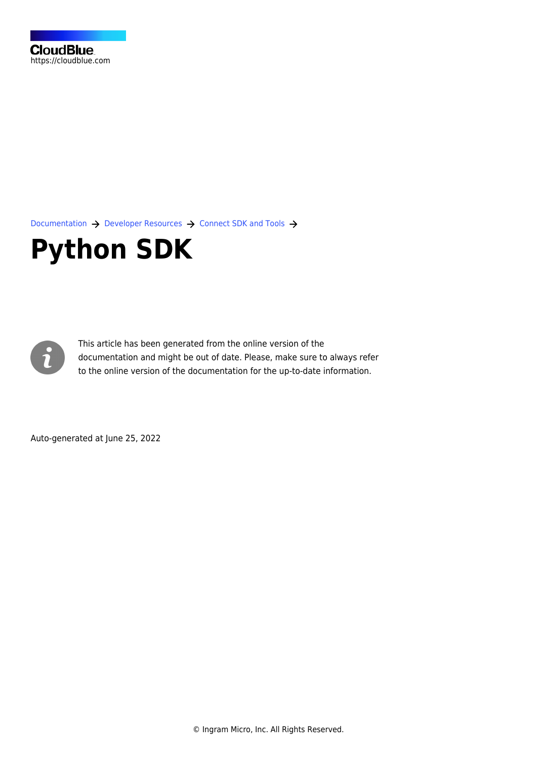CloudBlue
https://cloudblue.com

Documentation → Developer Resources → Connect SDK and Tools →

# Python SDK

This article has been generated from the online version of the documentation and might be out of date. Please, make sure to always refer to the online version of the documentation for the up-to-date information.

Auto-generated at June 25, 2022

© Ingram Micro, Inc. All Rights Reserved.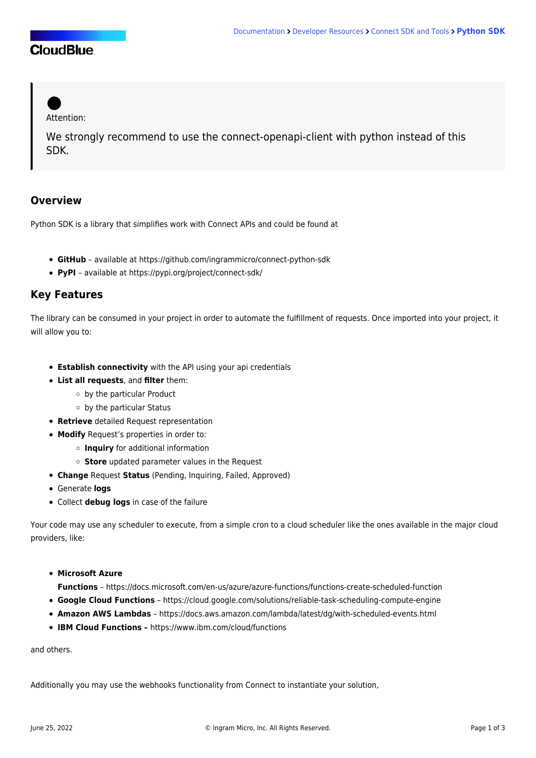Attention:

We strongly recommend to use the connect-openapi-client with python instead of this SDK.

## Overview

Python SDK is a library that simplifies work with Connect APIs and could be found at

- **GitHub** – available at https://github.com/ingrammicro/connect-python-sdk
- **PyPI** – available at https://pypi.org/project/connect-sdk/

## Key Features

The library can be consumed in your project in order to automate the fulfillment of requests. Once imported into your project, it will allow you to:

- **Establish connectivity** with the API using your api credentials
- **List all requests**, and **filter** them:
  - by the particular Product
  - by the particular Status
- **Retrieve** detailed Request representation
- **Modify** Request's properties in order to:
  - **Inquiry** for additional information
  - **Store** updated parameter values in the Request
- **Change** Request **Status** (Pending, Inquiring, Failed, Approved)
- Generate **logs**
- Collect **debug logs** in case of the failure

Your code may use any scheduler to execute, from a simple cron to a cloud scheduler like the ones available in the major cloud providers, like:

- **Microsoft Azure Functions** – https://docs.microsoft.com/en-us/azure/azure-functions/functions-create-scheduled-function
- **Google Cloud Functions** – https://cloud.google.com/solutions/reliable-task-scheduling-compute-engine
- **Amazon AWS Lambdas** – https://docs.aws.amazon.com/lambda/latest/dg/with-scheduled-events.html
- **IBM Cloud Functions –** https://www.ibm.com/cloud/functions

and others.

Additionally you may use the webhooks functionality from Connect to instantiate your solution,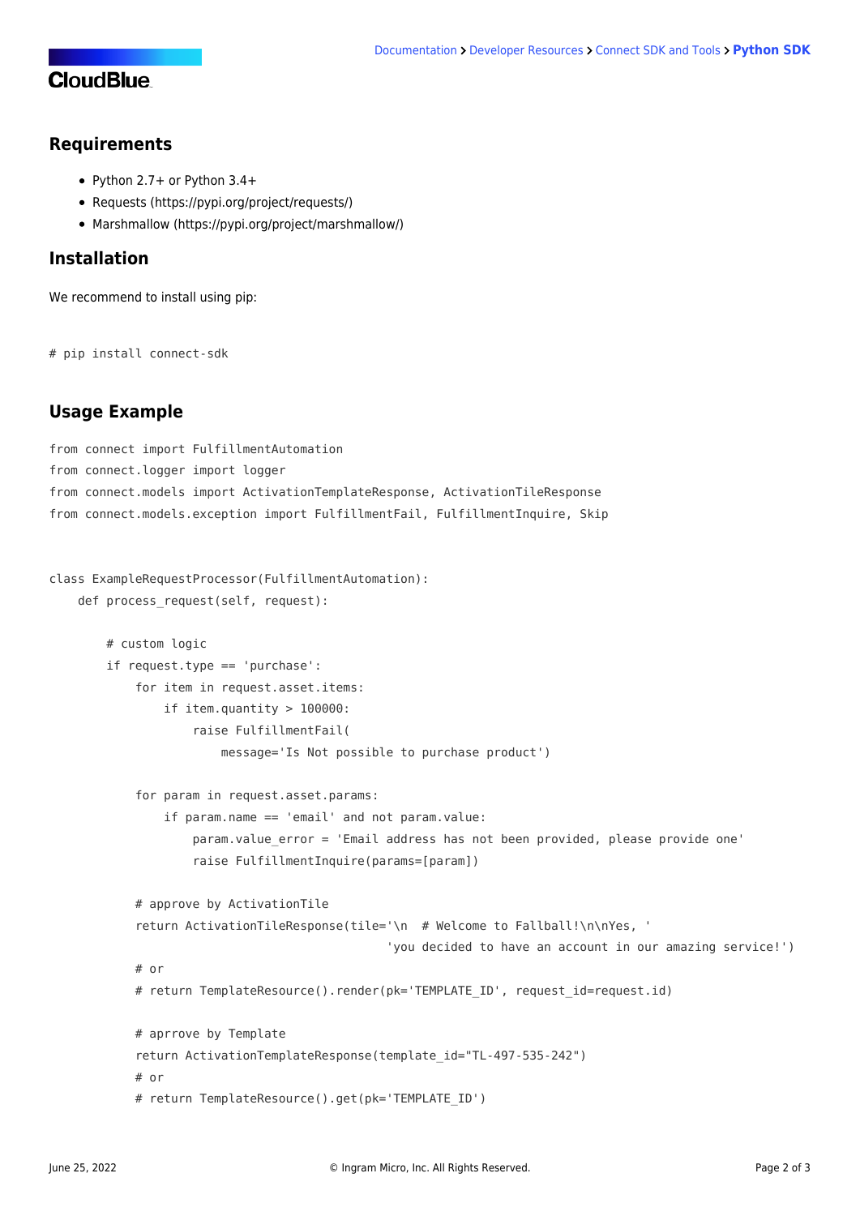## Requirements

- Python 2.7+ or Python 3.4+
- Requests (https://pypi.org/project/requests/)
- Marshmallow (https://pypi.org/project/marshmallow/)

## Installation

We recommend to install using pip:

```
# pip install connect-sdk
```

## Usage Example

```
from connect import FulfillmentAutomation
from connect.logger import logger
from connect.models import ActivationTemplateResponse, ActivationTileResponse
from connect.models.exception import FulfillmentFail, FulfillmentInquire, Skip


class ExampleRequestProcessor(FulfillmentAutomation):
    def process_request(self, request):

        # custom logic
        if request.type == 'purchase':
            for item in request.asset.items:
                if item.quantity > 100000:
                    raise FulfillmentFail(
                        message='Is Not possible to purchase product')

            for param in request.asset.params:
                if param.name == 'email' and not param.value:
                    param.value_error = 'Email address has not been provided, please provide one'
                    raise FulfillmentInquire(params=[param])

            # approve by ActivationTile
            return ActivationTileResponse(tile='\n  # Welcome to Fallball!\n\nYes, '
                                               'you decided to have an account in our amazing service!')
            # or
            # return TemplateResource().render(pk='TEMPLATE_ID', request_id=request.id)

            # aprrove by Template
            return ActivationTemplateResponse(template_id="TL-497-535-242")
            # or
            # return TemplateResource().get(pk='TEMPLATE_ID')
```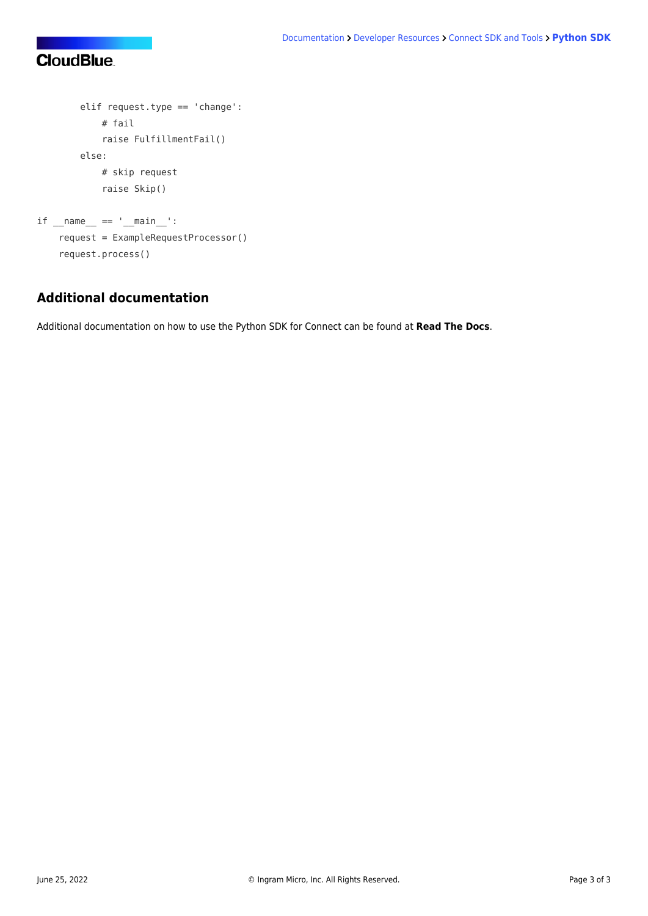```
        elif request.type == 'change':
            # fail
            raise FulfillmentFail()
        else:
            # skip request
            raise Skip()

if __name__ == '__main__':
    request = ExampleRequestProcessor()
    request.process()
```

## Additional documentation

Additional documentation on how to use the Python SDK for Connect can be found at **Read The Docs**.